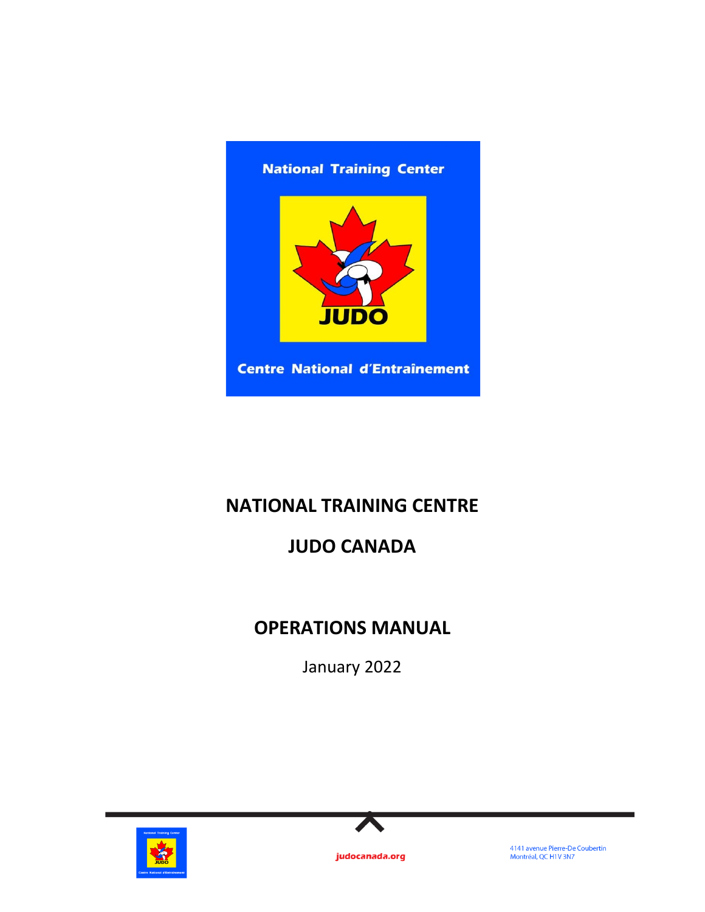National Training Center

JUDO

Centre National d'Entraînement

# NATIONAL TRAINING CENTRE

# JUDO CANADA

# OPERATIONS MANUAL

January 2022

judocanada.org

4141 avenue Pierre-De Coubertin
Montréal, QC H1V 3N7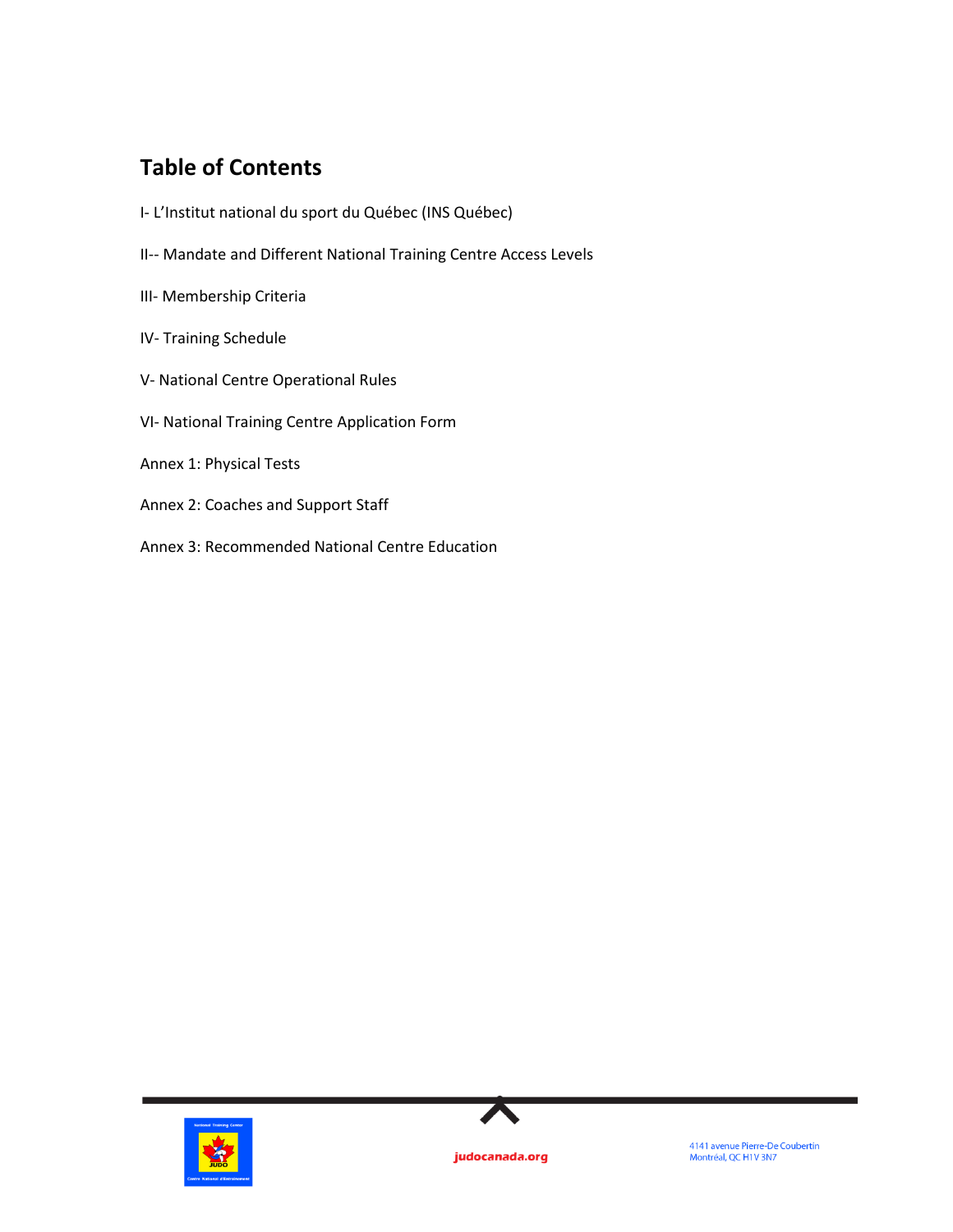# Table of Contents

I- L'Institut national du sport du Québec (INS Québec)

II-- Mandate and Different National Training Centre Access Levels

III- Membership Criteria

IV- Training Schedule

V- National Centre Operational Rules

VI- National Training Centre Application Form

Annex 1: Physical Tests

Annex 2: Coaches and Support Staff

Annex 3: Recommended National Centre Education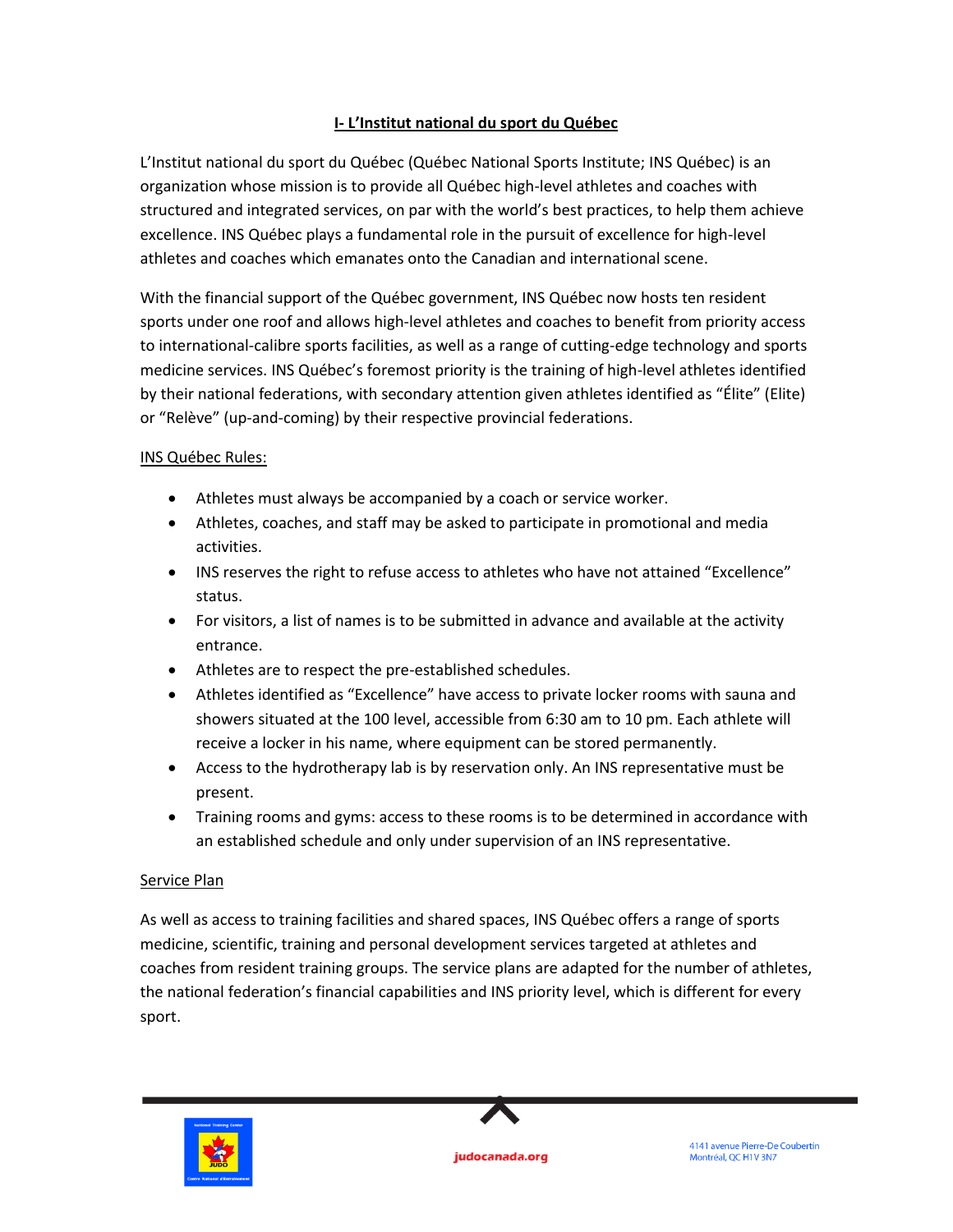## I- L'Institut national du sport du Québec

L'Institut national du sport du Québec (Québec National Sports Institute; INS Québec) is an organization whose mission is to provide all Québec high-level athletes and coaches with structured and integrated services, on par with the world's best practices, to help them achieve excellence. INS Québec plays a fundamental role in the pursuit of excellence for high-level athletes and coaches which emanates onto the Canadian and international scene.

With the financial support of the Québec government, INS Québec now hosts ten resident sports under one roof and allows high-level athletes and coaches to benefit from priority access to international-calibre sports facilities, as well as a range of cutting-edge technology and sports medicine services. INS Québec's foremost priority is the training of high-level athletes identified by their national federations, with secondary attention given athletes identified as "Élite" (Elite) or "Relève" (up-and-coming) by their respective provincial federations.

### INS Québec Rules:

- Athletes must always be accompanied by a coach or service worker.
- Athletes, coaches, and staff may be asked to participate in promotional and media activities.
- INS reserves the right to refuse access to athletes who have not attained "Excellence" status.
- For visitors, a list of names is to be submitted in advance and available at the activity entrance.
- Athletes are to respect the pre-established schedules.
- Athletes identified as "Excellence" have access to private locker rooms with sauna and showers situated at the 100 level, accessible from 6:30 am to 10 pm. Each athlete will receive a locker in his name, where equipment can be stored permanently.
- Access to the hydrotherapy lab is by reservation only. An INS representative must be present.
- Training rooms and gyms: access to these rooms is to be determined in accordance with an established schedule and only under supervision of an INS representative.

### Service Plan

As well as access to training facilities and shared spaces, INS Québec offers a range of sports medicine, scientific, training and personal development services targeted at athletes and coaches from resident training groups. The service plans are adapted for the number of athletes, the national federation's financial capabilities and INS priority level, which is different for every sport.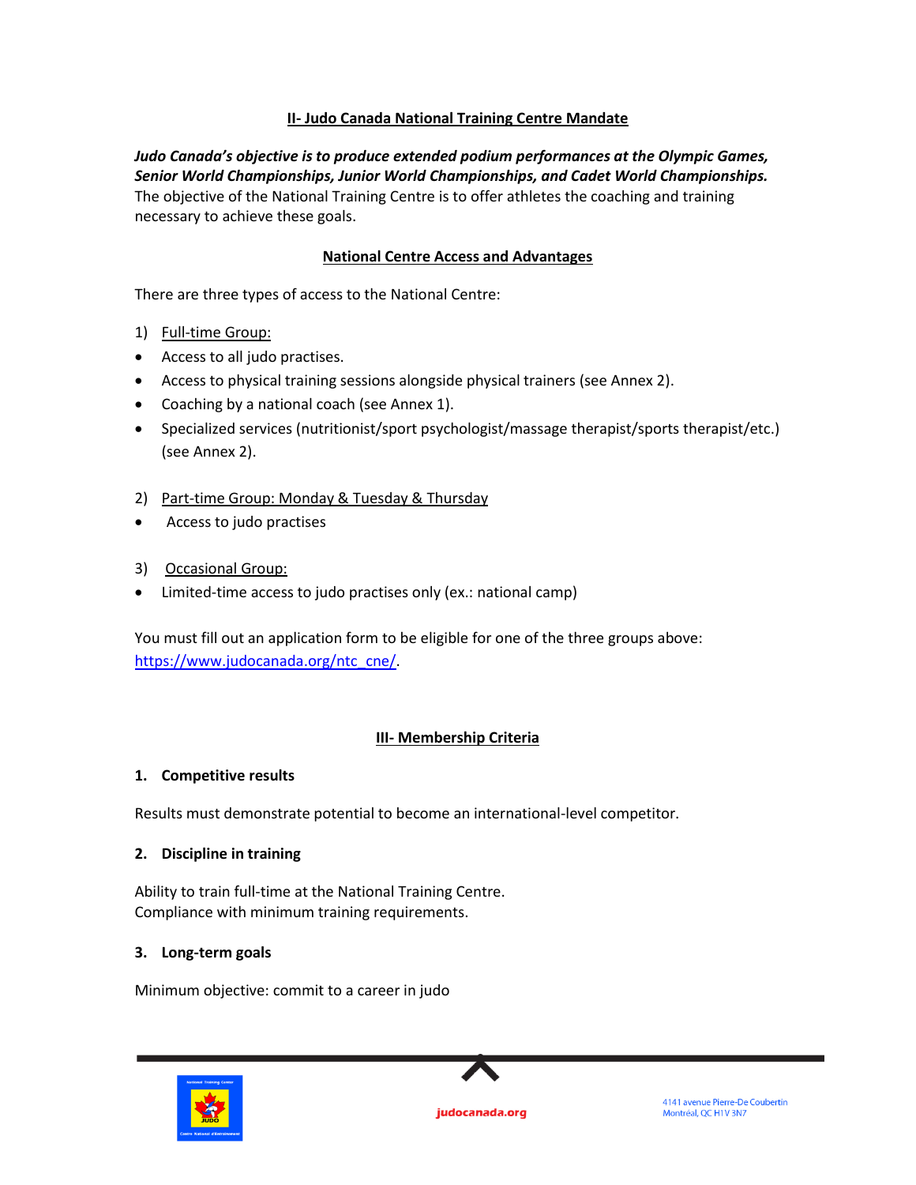## II- Judo Canada National Training Centre Mandate

***Judo Canada's objective is to produce extended podium performances at the Olympic Games, Senior World Championships, Junior World Championships, and Cadet World Championships.***
The objective of the National Training Centre is to offer athletes the coaching and training necessary to achieve these goals.

### National Centre Access and Advantages

There are three types of access to the National Centre:

1) Full-time Group:

- Access to all judo practises.
- Access to physical training sessions alongside physical trainers (see Annex 2).
- Coaching by a national coach (see Annex 1).
- Specialized services (nutritionist/sport psychologist/massage therapist/sports therapist/etc.) (see Annex 2).

2) Part-time Group: Monday & Tuesday & Thursday

- Access to judo practises

3) Occasional Group:

- Limited-time access to judo practises only (ex.: national camp)

You must fill out an application form to be eligible for one of the three groups above: https://www.judocanada.org/ntc_cne/.

## III- Membership Criteria

### 1. Competitive results

Results must demonstrate potential to become an international-level competitor.

### 2. Discipline in training

Ability to train full-time at the National Training Centre.
Compliance with minimum training requirements.

### 3. Long-term goals

Minimum objective: commit to a career in judo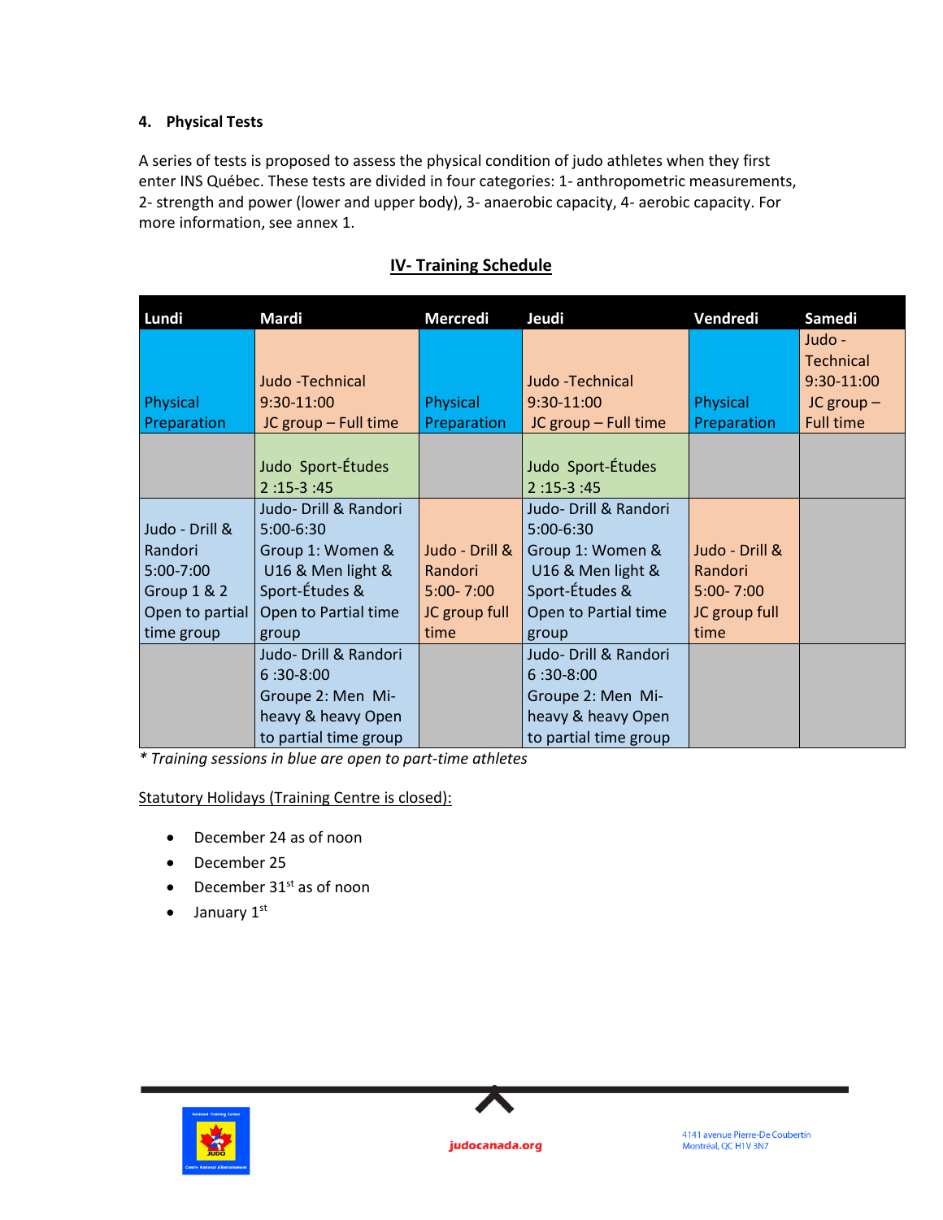### 4. Physical Tests

A series of tests is proposed to assess the physical condition of judo athletes when they first enter INS Québec. These tests are divided in four categories: 1- anthropometric measurements, 2- strength and power (lower and upper body), 3- anaerobic capacity, 4- aerobic capacity. For more information, see annex 1.

## IV- Training Schedule

| Lundi | Mardi | Mercredi | Jeudi | Vendredi | Samedi |
|---|---|---|---|---|---|
| Physical Preparation | Judo -Technical 9:30-11:00 JC group – Full time | Physical Preparation | Judo -Technical 9:30-11:00 JC group – Full time | Physical Preparation | Judo - Technical 9:30-11:00 JC group – Full time |
| | Judo Sport-Études 2 :15-3 :45 | | Judo Sport-Études 2 :15-3 :45 | | |
| Judo - Drill & Randori 5:00-7:00 Group 1 & 2 Open to partial time group | Judo- Drill & Randori 5:00-6:30 Group 1: Women & U16 & Men light & Sport-Études & Open to Partial time group | Judo - Drill & Randori 5:00- 7:00 JC group full time | Judo- Drill & Randori 5:00-6:30 Group 1: Women & U16 & Men light & Sport-Études & Open to Partial time group | Judo - Drill & Randori 5:00- 7:00 JC group full time | |
| | Judo- Drill & Randori 6 :30-8:00 Groupe 2: Men Mi-heavy & heavy Open to partial time group | | Judo- Drill & Randori 6 :30-8:00 Groupe 2: Men Mi-heavy & heavy Open to partial time group | | |

*\* Training sessions in blue are open to part-time athletes*

Statutory Holidays (Training Centre is closed):

- December 24 as of noon
- December 25
- December 31st as of noon
- January 1st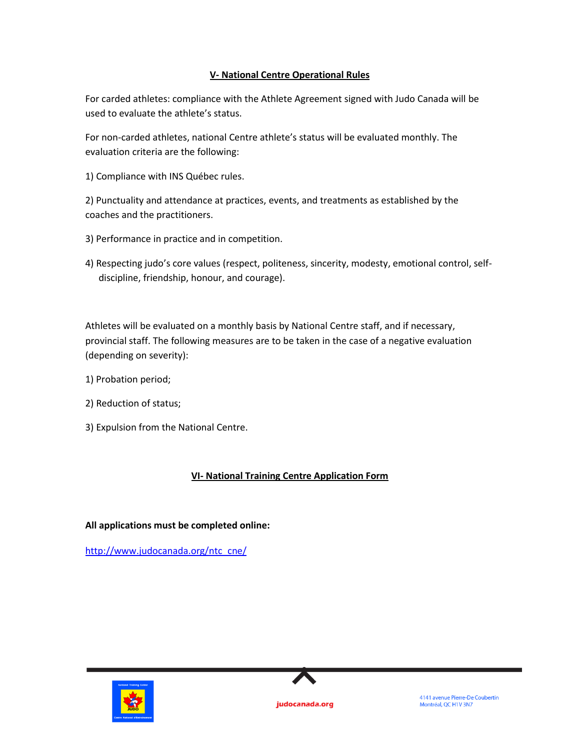## V- National Centre Operational Rules

For carded athletes: compliance with the Athlete Agreement signed with Judo Canada will be used to evaluate the athlete's status.

For non-carded athletes, national Centre athlete's status will be evaluated monthly. The evaluation criteria are the following:

1) Compliance with INS Québec rules.

2) Punctuality and attendance at practices, events, and treatments as established by the coaches and the practitioners.

3) Performance in practice and in competition.

4) Respecting judo's core values (respect, politeness, sincerity, modesty, emotional control, self-discipline, friendship, honour, and courage).

Athletes will be evaluated on a monthly basis by National Centre staff, and if necessary, provincial staff. The following measures are to be taken in the case of a negative evaluation (depending on severity):

1) Probation period;

2) Reduction of status;

3) Expulsion from the National Centre.

## VI- National Training Centre Application Form

**All applications must be completed online:**

http://www.judocanada.org/ntc_cne/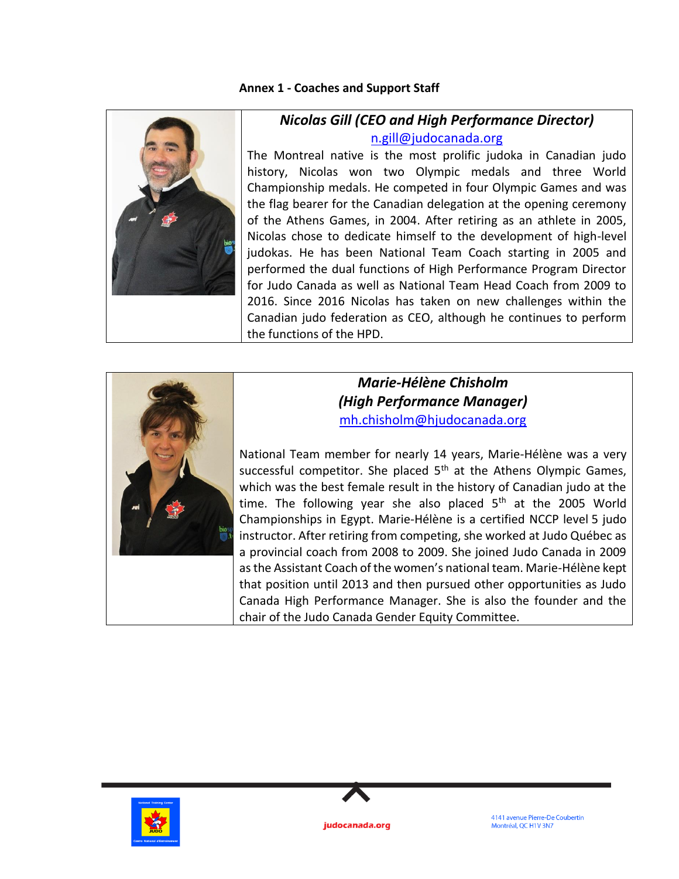**Annex 1 - Coaches and Support Staff**

***Nicolas Gill (CEO and High Performance Director)***

n.gill@judocanada.org

The Montreal native is the most prolific judoka in Canadian judo history, Nicolas won two Olympic medals and three World Championship medals. He competed in four Olympic Games and was the flag bearer for the Canadian delegation at the opening ceremony of the Athens Games, in 2004. After retiring as an athlete in 2005, Nicolas chose to dedicate himself to the development of high-level judokas. He has been National Team Coach starting in 2005 and performed the dual functions of High Performance Program Director for Judo Canada as well as National Team Head Coach from 2009 to 2016. Since 2016 Nicolas has taken on new challenges within the Canadian judo federation as CEO, although he continues to perform the functions of the HPD.

***Marie-Hélène Chisholm (High Performance Manager)***

mh.chisholm@hjudocanada.org

National Team member for nearly 14 years, Marie-Hélène was a very successful competitor. She placed 5th at the Athens Olympic Games, which was the best female result in the history of Canadian judo at the time. The following year she also placed 5th at the 2005 World Championships in Egypt. Marie-Hélène is a certified NCCP level 5 judo instructor. After retiring from competing, she worked at Judo Québec as a provincial coach from 2008 to 2009. She joined Judo Canada in 2009 as the Assistant Coach of the women's national team. Marie-Hélène kept that position until 2013 and then pursued other opportunities as Judo Canada High Performance Manager. She is also the founder and the chair of the Judo Canada Gender Equity Committee.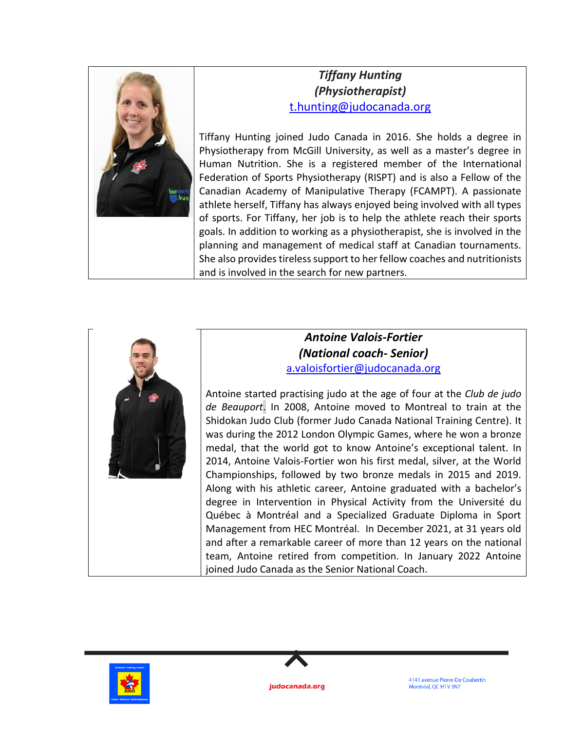***Tiffany Hunting***
***(Physiotherapist)***
t.hunting@judocanada.org

Tiffany Hunting joined Judo Canada in 2016. She holds a degree in Physiotherapy from McGill University, as well as a master's degree in Human Nutrition. She is a registered member of the International Federation of Sports Physiotherapy (RISPT) and is also a Fellow of the Canadian Academy of Manipulative Therapy (FCAMPT). A passionate athlete herself, Tiffany has always enjoyed being involved with all types of sports. For Tiffany, her job is to help the athlete reach their sports goals. In addition to working as a physiotherapist, she is involved in the planning and management of medical staff at Canadian tournaments. She also provides tireless support to her fellow coaches and nutritionists and is involved in the search for new partners.

***Antoine Valois-Fortier***
***(National coach- Senior)***
a.valoisfortier@judocanada.org

Antoine started practising judo at the age of four at the *Club de judo de Beauport*. In 2008, Antoine moved to Montreal to train at the Shidokan Judo Club (former Judo Canada National Training Centre). It was during the 2012 London Olympic Games, where he won a bronze medal, that the world got to know Antoine's exceptional talent. In 2014, Antoine Valois-Fortier won his first medal, silver, at the World Championships, followed by two bronze medals in 2015 and 2019. Along with his athletic career, Antoine graduated with a bachelor's degree in Intervention in Physical Activity from the Université du Québec à Montréal and a Specialized Graduate Diploma in Sport Management from HEC Montréal. In December 2021, at 31 years old and after a remarkable career of more than 12 years on the national team, Antoine retired from competition. In January 2022 Antoine joined Judo Canada as the Senior National Coach.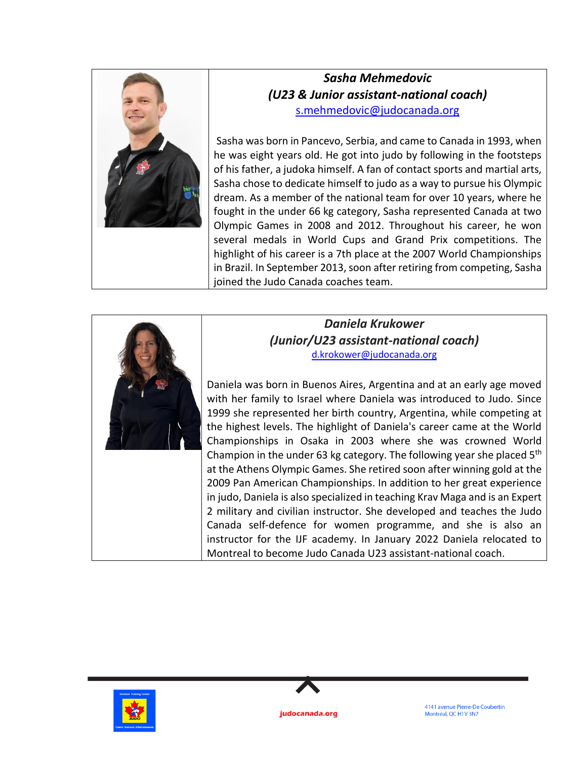### *Sasha Mehmedovic*
### *(U23 & Junior assistant-national coach)*

s.mehmedovic@judocanada.org

Sasha was born in Pancevo, Serbia, and came to Canada in 1993, when he was eight years old. He got into judo by following in the footsteps of his father, a judoka himself. A fan of contact sports and martial arts, Sasha chose to dedicate himself to judo as a way to pursue his Olympic dream. As a member of the national team for over 10 years, where he fought in the under 66 kg category, Sasha represented Canada at two Olympic Games in 2008 and 2012. Throughout his career, he won several medals in World Cups and Grand Prix competitions. The highlight of his career is a 7th place at the 2007 World Championships in Brazil. In September 2013, soon after retiring from competing, Sasha joined the Judo Canada coaches team.

### *Daniela Krukower*
### *(Junior/U23 assistant-national coach)*

d.krokower@judocanada.org

Daniela was born in Buenos Aires, Argentina and at an early age moved with her family to Israel where Daniela was introduced to Judo. Since 1999 she represented her birth country, Argentina, while competing at the highest levels. The highlight of Daniela's career came at the World Championships in Osaka in 2003 where she was crowned World Champion in the under 63 kg category. The following year she placed 5th at the Athens Olympic Games. She retired soon after winning gold at the 2009 Pan American Championships. In addition to her great experience in judo, Daniela is also specialized in teaching Krav Maga and is an Expert 2 military and civilian instructor. She developed and teaches the Judo Canada self-defence for women programme, and she is also an instructor for the IJF academy. In January 2022 Daniela relocated to Montreal to become Judo Canada U23 assistant-national coach.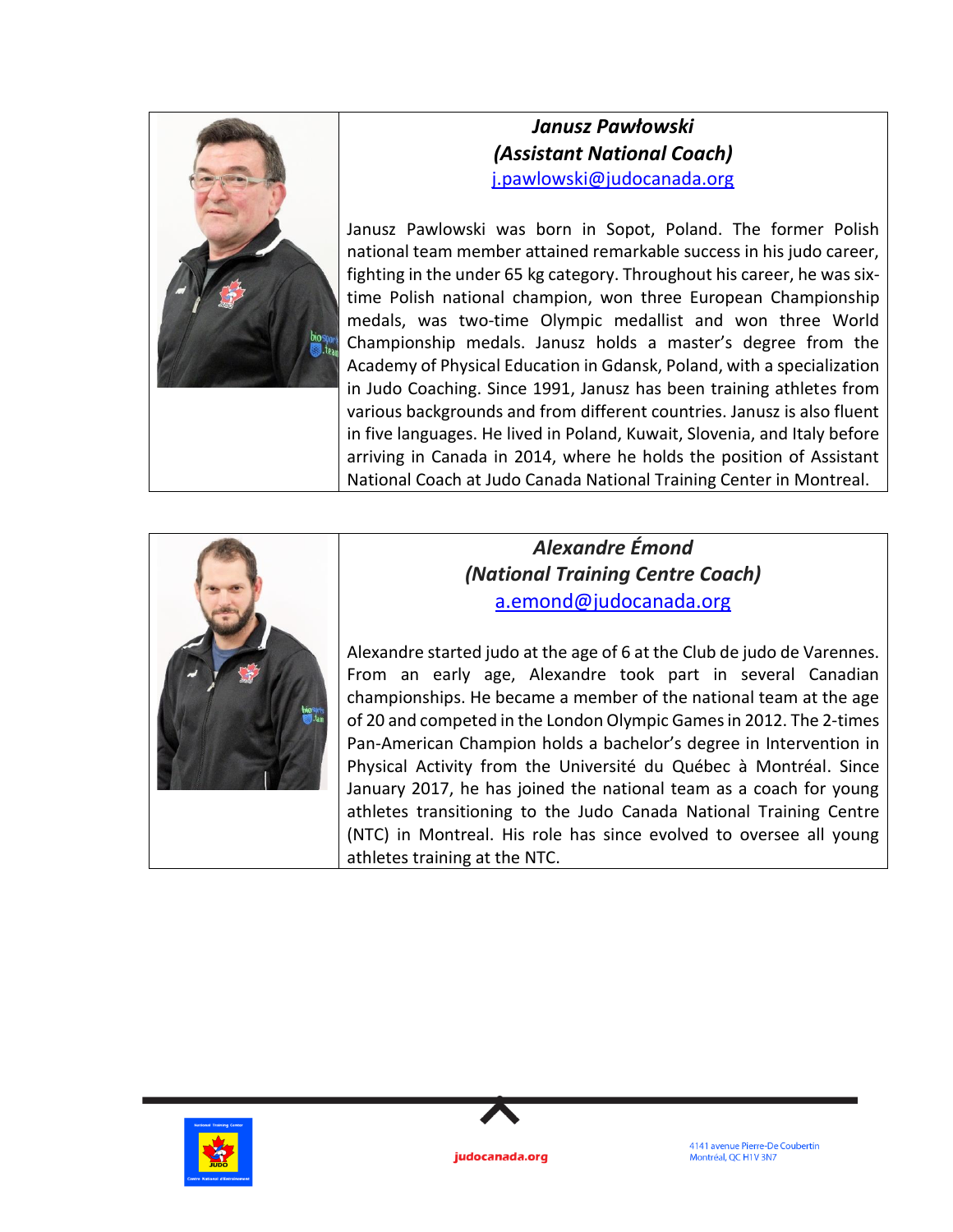### *Janusz Pawłowski*
### *(Assistant National Coach)*

j.pawlowski@judocanada.org

Janusz Pawlowski was born in Sopot, Poland. The former Polish national team member attained remarkable success in his judo career, fighting in the under 65 kg category. Throughout his career, he was six-time Polish national champion, won three European Championship medals, was two-time Olympic medallist and won three World Championship medals. Janusz holds a master's degree from the Academy of Physical Education in Gdansk, Poland, with a specialization in Judo Coaching. Since 1991, Janusz has been training athletes from various backgrounds and from different countries. Janusz is also fluent in five languages. He lived in Poland, Kuwait, Slovenia, and Italy before arriving in Canada in 2014, where he holds the position of Assistant National Coach at Judo Canada National Training Center in Montreal.

### *Alexandre Émond*
### *(National Training Centre Coach)*

a.emond@judocanada.org

Alexandre started judo at the age of 6 at the Club de judo de Varennes. From an early age, Alexandre took part in several Canadian championships. He became a member of the national team at the age of 20 and competed in the London Olympic Games in 2012. The 2-times Pan-American Champion holds a bachelor's degree in Intervention in Physical Activity from the Université du Québec à Montréal. Since January 2017, he has joined the national team as a coach for young athletes transitioning to the Judo Canada National Training Centre (NTC) in Montreal. His role has since evolved to oversee all young athletes training at the NTC.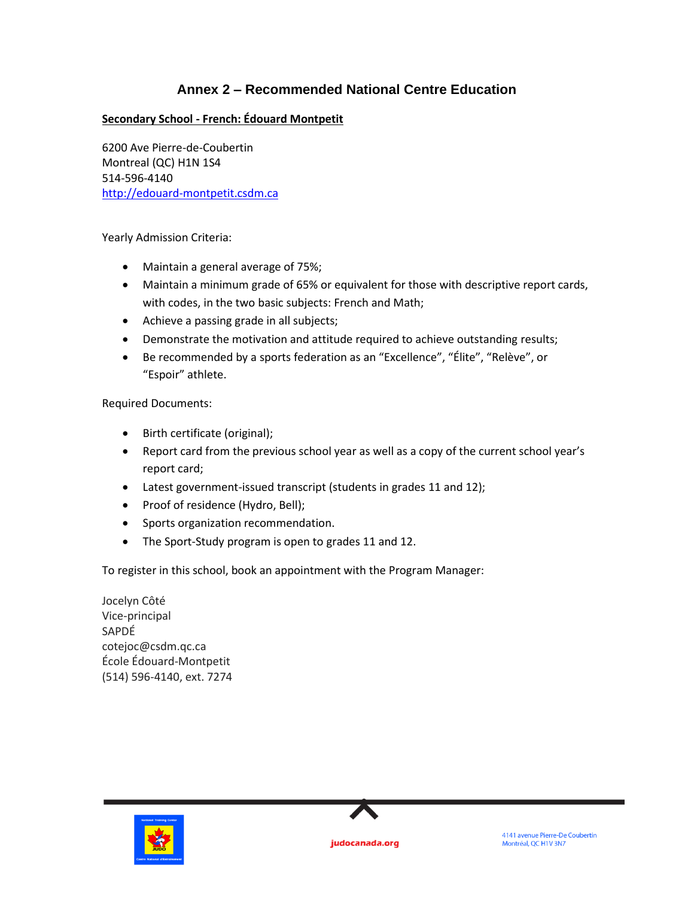# Annex 2 – Recommended National Centre Education

## Secondary School - French: Édouard Montpetit

6200 Ave Pierre-de-Coubertin
Montreal (QC) H1N 1S4
514-596-4140
http://edouard-montpetit.csdm.ca

Yearly Admission Criteria:

- Maintain a general average of 75%;
- Maintain a minimum grade of 65% or equivalent for those with descriptive report cards, with codes, in the two basic subjects: French and Math;
- Achieve a passing grade in all subjects;
- Demonstrate the motivation and attitude required to achieve outstanding results;
- Be recommended by a sports federation as an "Excellence", "Élite", "Relève", or "Espoir" athlete.

Required Documents:

- Birth certificate (original);
- Report card from the previous school year as well as a copy of the current school year's report card;
- Latest government-issued transcript (students in grades 11 and 12);
- Proof of residence (Hydro, Bell);
- Sports organization recommendation.
- The Sport-Study program is open to grades 11 and 12.

To register in this school, book an appointment with the Program Manager:

Jocelyn Côté
Vice-principal
SAPDÉ
cotejoc@csdm.qc.ca
École Édouard-Montpetit
(514) 596-4140, ext. 7274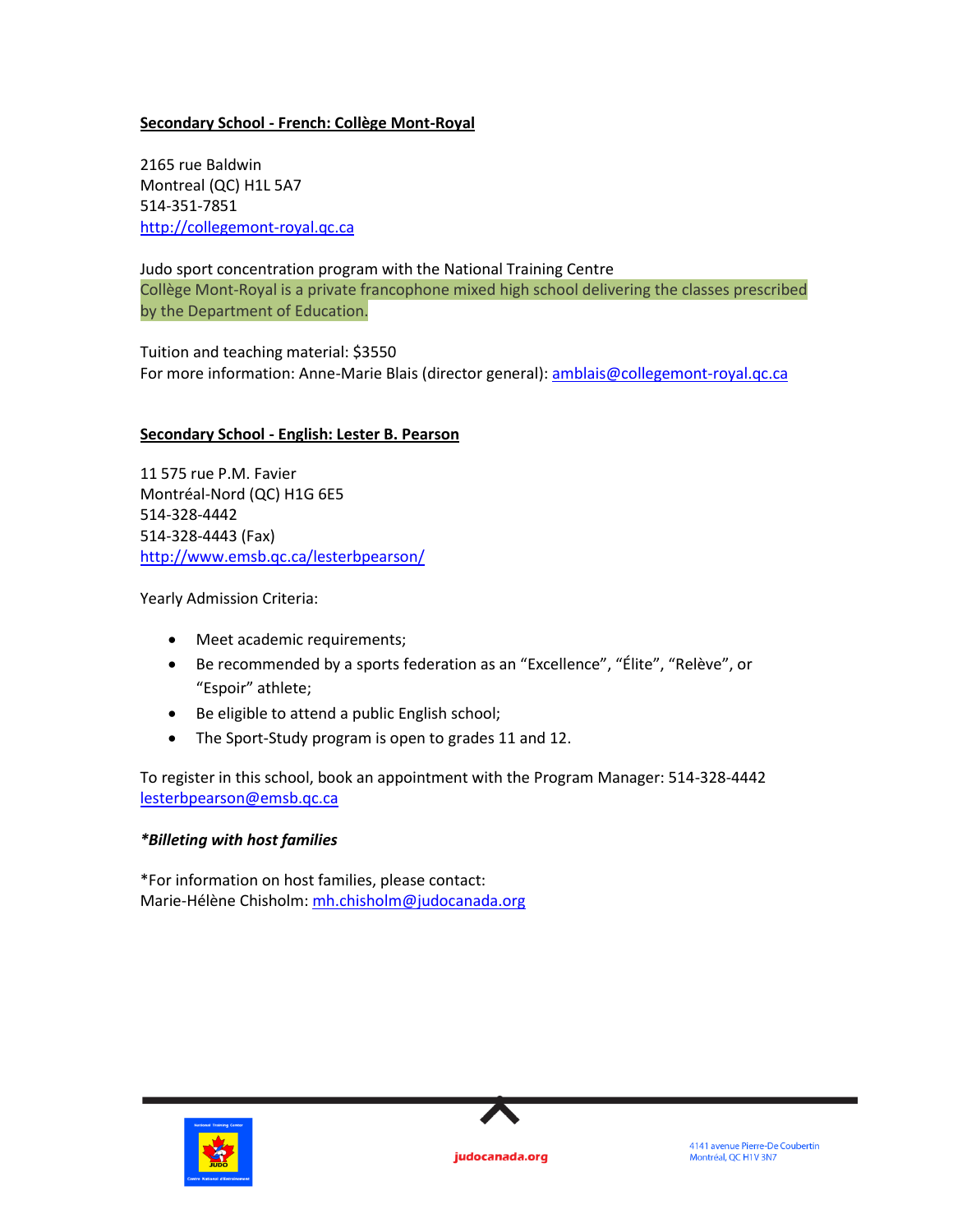**<u>Secondary School - French: Collège Mont-Royal</u>**

2165 rue Baldwin
Montreal (QC) H1L 5A7
514-351-7851
http://collegemont-royal.qc.ca

Judo sport concentration program with the National Training Centre
Collège Mont-Royal is a private francophone mixed high school delivering the classes prescribed by the Department of Education.

Tuition and teaching material: $3550
For more information: Anne-Marie Blais (director general): amblais@collegemont-royal.qc.ca

**<u>Secondary School - English: Lester B. Pearson</u>**

11 575 rue P.M. Favier
Montréal-Nord (QC) H1G 6E5
514-328-4442
514-328-4443 (Fax)
http://www.emsb.qc.ca/lesterbpearson/

Yearly Admission Criteria:

- Meet academic requirements;
- Be recommended by a sports federation as an "Excellence", "Élite", "Relève", or "Espoir" athlete;
- Be eligible to attend a public English school;
- The Sport-Study program is open to grades 11 and 12.

To register in this school, book an appointment with the Program Manager: 514-328-4442
lesterbpearson@emsb.qc.ca

***Billeting with host families***

*For information on host families, please contact:
Marie-Hélène Chisholm: mh.chisholm@judocanada.org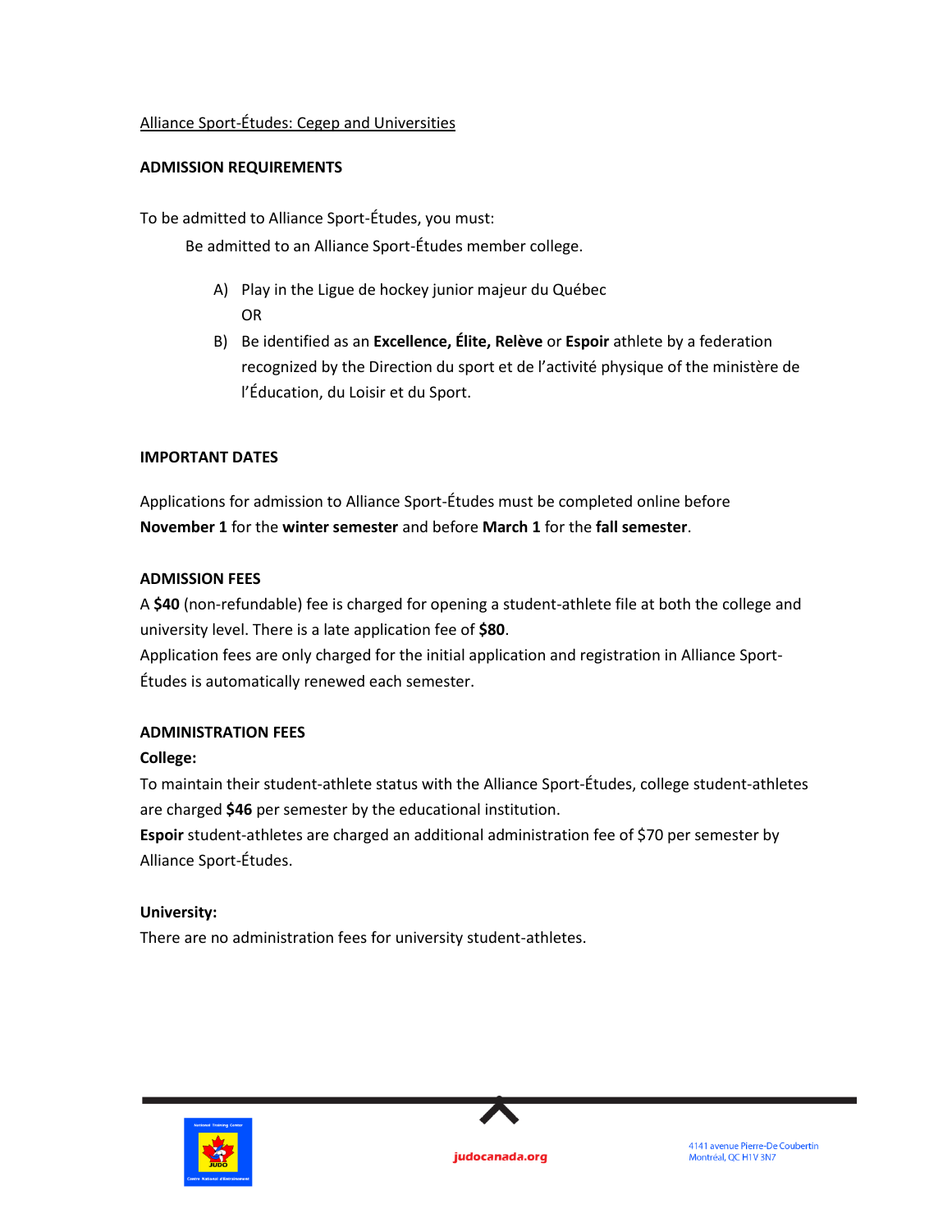Alliance Sport-Études: Cegep and Universities

**ADMISSION REQUIREMENTS**

To be admitted to Alliance Sport-Études, you must:

Be admitted to an Alliance Sport-Études member college.

A) Play in the Ligue de hockey junior majeur du Québec

OR

B) Be identified as an **Excellence, Élite, Relève** or **Espoir** athlete by a federation recognized by the Direction du sport et de l'activité physique of the ministère de l'Éducation, du Loisir et du Sport.

**IMPORTANT DATES**

Applications for admission to Alliance Sport-Études must be completed online before **November 1** for the **winter semester** and before **March 1** for the **fall semester**.

**ADMISSION FEES**

A **$40** (non-refundable) fee is charged for opening a student-athlete file at both the college and university level. There is a late application fee of **$80**.

Application fees are only charged for the initial application and registration in Alliance Sport-Études is automatically renewed each semester.

**ADMINISTRATION FEES**

**College:**

To maintain their student-athlete status with the Alliance Sport-Études, college student-athletes are charged **$46** per semester by the educational institution.

**Espoir** student-athletes are charged an additional administration fee of $70 per semester by Alliance Sport-Études.

**University:**

There are no administration fees for university student-athletes.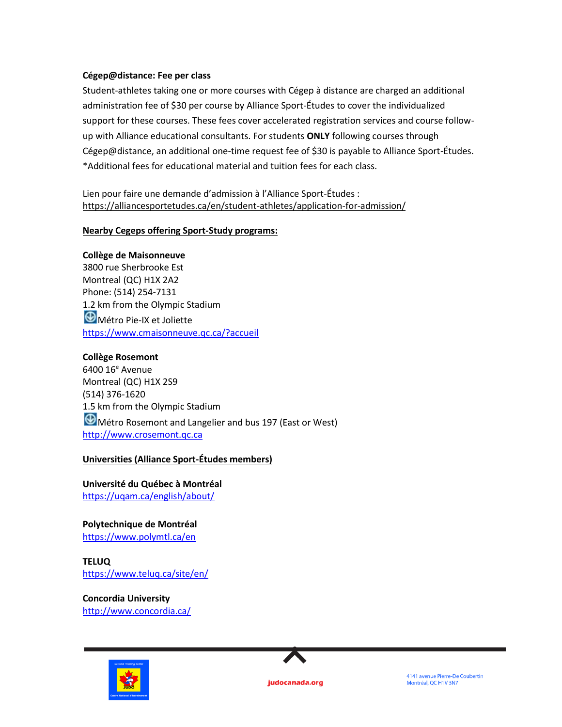**Cégep@distance: Fee per class**

Student-athletes taking one or more courses with Cégep à distance are charged an additional administration fee of $30 per course by Alliance Sport-Études to cover the individualized support for these courses. These fees cover accelerated registration services and course follow-up with Alliance educational consultants. For students **ONLY** following courses through Cégep@distance, an additional one-time request fee of $30 is payable to Alliance Sport-Études. *Additional fees for educational material and tuition fees for each class.

Lien pour faire une demande d'admission à l'Alliance Sport-Études : https://alliancesportetudes.ca/en/student-athletes/application-for-admission/

**Nearby Cegeps offering Sport-Study programs:**

**Collège de Maisonneuve**
3800 rue Sherbrooke Est
Montreal (QC) H1X 2A2
Phone: (514) 254-7131
1.2 km from the Olympic Stadium
Métro Pie-IX et Joliette
https://www.cmaisonneuve.qc.ca/?accueil

**Collège Rosemont**
6400 16e Avenue
Montreal (QC) H1X 2S9
(514) 376-1620
1.5 km from the Olympic Stadium
Métro Rosemont and Langelier and bus 197 (East or West)
http://www.crosemont.qc.ca

**Universities (Alliance Sport-Études members)**

**Université du Québec à Montréal**
https://uqam.ca/english/about/

**Polytechnique de Montréal**
https://www.polymtl.ca/en

**TELUQ**
https://www.teluq.ca/site/en/

**Concordia University**
http://www.concordia.ca/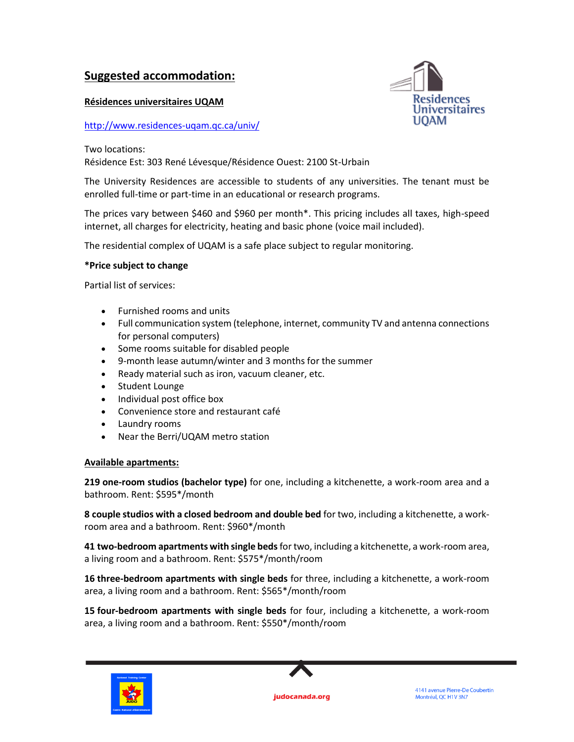## Suggested accommodation:

### Résidences universitaires UQAM

http://www.residences-uqam.qc.ca/univ/

Two locations:
Résidence Est: 303 René Lévesque/Résidence Ouest: 2100 St-Urbain

The University Residences are accessible to students of any universities. The tenant must be enrolled full-time or part-time in an educational or research programs.

The prices vary between $460 and $960 per month*. This pricing includes all taxes, high-speed internet, all charges for electricity, heating and basic phone (voice mail included).

The residential complex of UQAM is a safe place subject to regular monitoring.

**\*Price subject to change**

Partial list of services:

- Furnished rooms and units
- Full communication system (telephone, internet, community TV and antenna connections for personal computers)
- Some rooms suitable for disabled people
- 9-month lease autumn/winter and 3 months for the summer
- Ready material such as iron, vacuum cleaner, etc.
- Student Lounge
- Individual post office box
- Convenience store and restaurant café
- Laundry rooms
- Near the Berri/UQAM metro station

### Available apartments:

**219 one-room studios (bachelor type)** for one, including a kitchenette, a work-room area and a bathroom. Rent: $595*/month

**8 couple studios with a closed bedroom and double bed** for two, including a kitchenette, a work-room area and a bathroom. Rent: $960*/month

**41 two-bedroom apartments with single beds** for two, including a kitchenette, a work-room area, a living room and a bathroom. Rent: $575*/month/room

**16 three-bedroom apartments with single beds** for three, including a kitchenette, a work-room area, a living room and a bathroom. Rent: $565*/month/room

**15 four-bedroom apartments with single beds** for four, including a kitchenette, a work-room area, a living room and a bathroom. Rent: $550*/month/room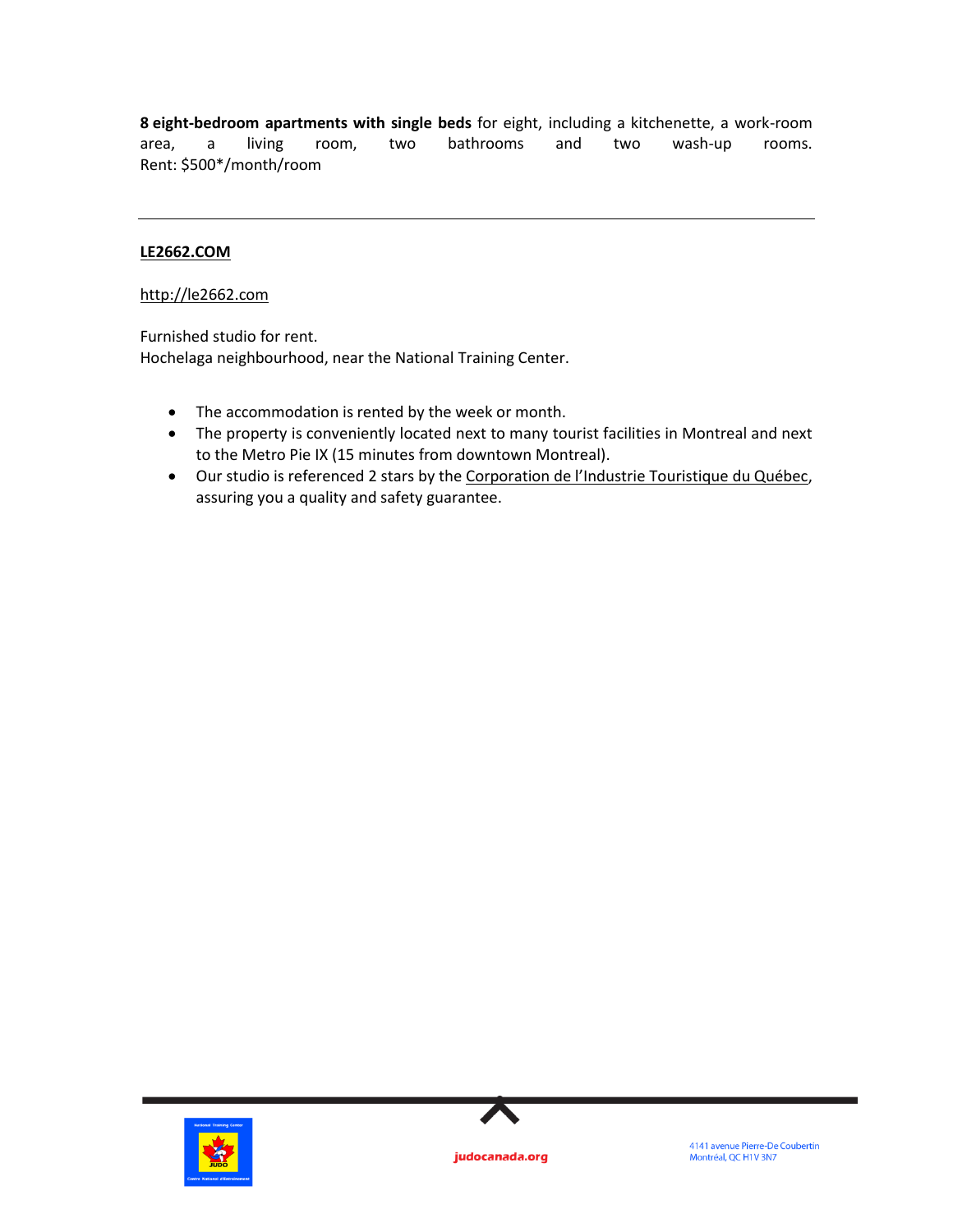**8 eight-bedroom apartments with single beds** for eight, including a kitchenette, a work-room area, a living room, two bathrooms and two wash-up rooms.
Rent: $500*/month/room

---

**LE2662.COM**

http://le2662.com

Furnished studio for rent.
Hochelaga neighbourhood, near the National Training Center.

- The accommodation is rented by the week or month.
- The property is conveniently located next to many tourist facilities in Montreal and next to the Metro Pie IX (15 minutes from downtown Montreal).
- Our studio is referenced 2 stars by the Corporation de l'Industrie Touristique du Québec, assuring you a quality and safety guarantee.